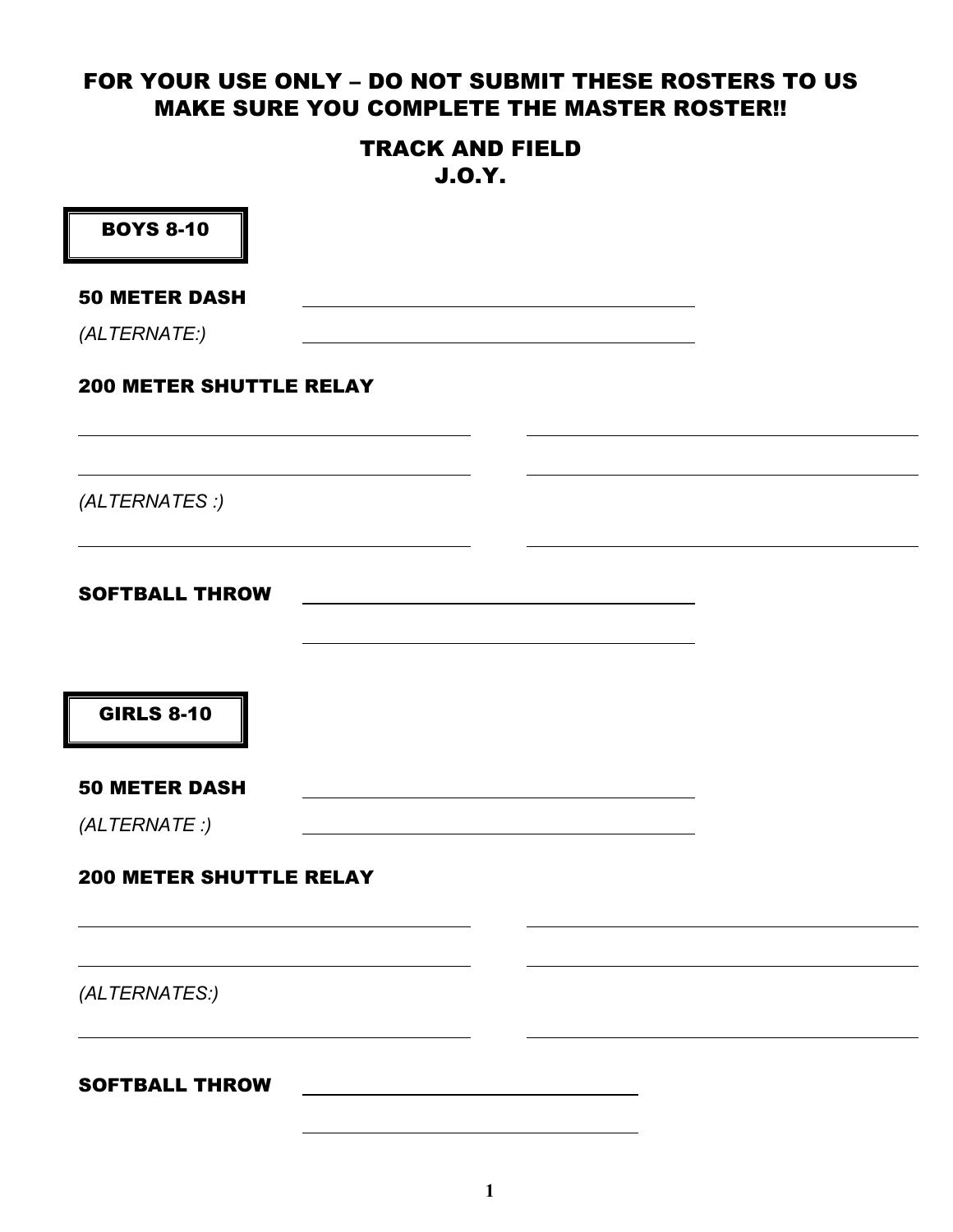# FOR YOUR USE ONLY – DO NOT SUBMIT THESE ROSTERS TO US MAKE SURE YOU COMPLETE THE MASTER ROSTER!!

## TRACK AND FIELD
## J.O.Y.

### BOYS 8-10

**50 METER DASH** ______________________________

*(ALTERNATE:)* ______________________________

**200 METER SHUTTLE RELAY**

______________________________ ______________________________

______________________________ ______________________________

*(ALTERNATES :)*

______________________________ ______________________________

**SOFTBALL THROW** ______________________________

______________________________

### GIRLS 8-10

**50 METER DASH** ______________________________

*(ALTERNATE :)* ______________________________

**200 METER SHUTTLE RELAY**

______________________________ ______________________________

______________________________ ______________________________

*(ALTERNATES:)*

______________________________ ______________________________

**SOFTBALL THROW** ______________________________

______________________________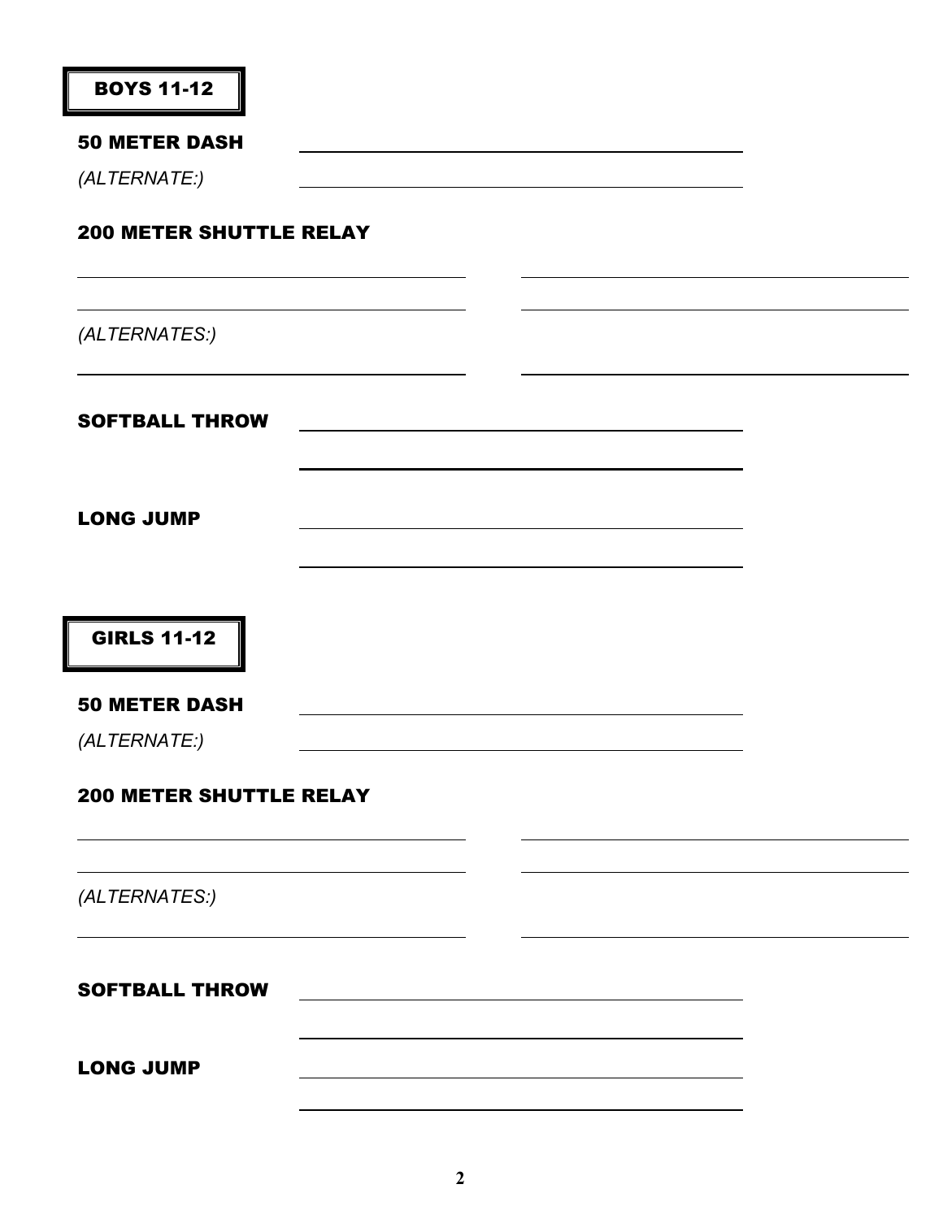## BOYS 11-12

**50 METER DASH** ______________________________

*(ALTERNATE:)* ______________________________

**200 METER SHUTTLE RELAY**

______________________________ ______________________________

______________________________ ______________________________

*(ALTERNATES:)*

______________________________ ______________________________

**SOFTBALL THROW** ______________________________

______________________________

**LONG JUMP** ______________________________

______________________________

## GIRLS 11-12

**50 METER DASH** ______________________________

*(ALTERNATE:)* ______________________________

**200 METER SHUTTLE RELAY**

______________________________ ______________________________

______________________________ ______________________________

*(ALTERNATES:)*

______________________________ ______________________________

**SOFTBALL THROW** ______________________________

______________________________

**LONG JUMP** ______________________________

______________________________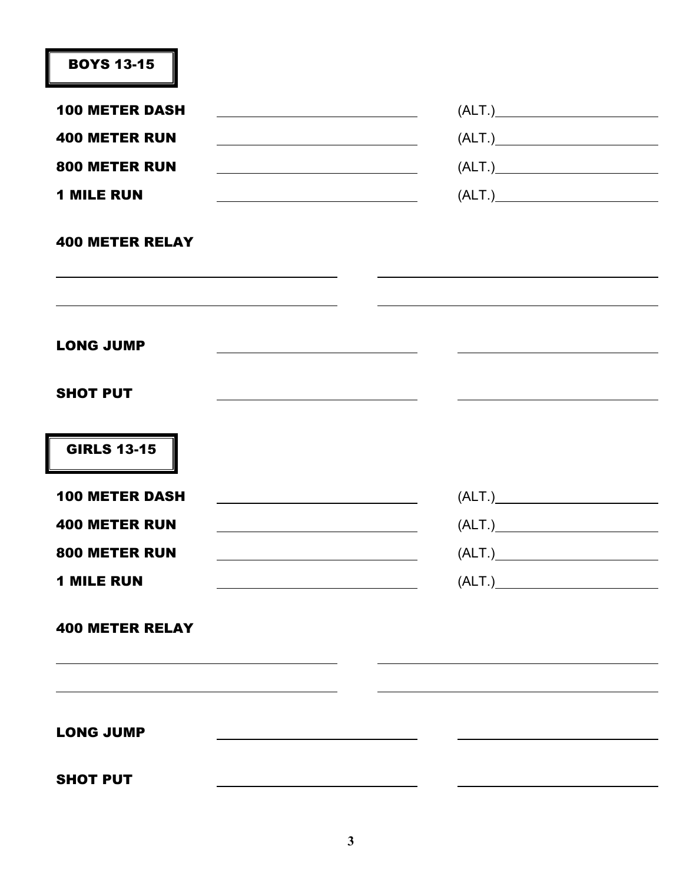## BOYS 13-15

**100 METER DASH** ______________________ (ALT.)______________________

**400 METER RUN** ______________________ (ALT.)______________________

**800 METER RUN** ______________________ (ALT.)______________________

**1 MILE RUN** ______________________ (ALT.)______________________

**400 METER RELAY**

______________________ ______________________

______________________ ______________________

**LONG JUMP** ______________________ ______________________

**SHOT PUT** ______________________ ______________________

## GIRLS 13-15

**100 METER DASH** ______________________ (ALT.)______________________

**400 METER RUN** ______________________ (ALT.)______________________

**800 METER RUN** ______________________ (ALT.)______________________

**1 MILE RUN** ______________________ (ALT.)______________________

**400 METER RELAY**

______________________ ______________________

______________________ ______________________

**LONG JUMP** ______________________ ______________________

**SHOT PUT** ______________________ ______________________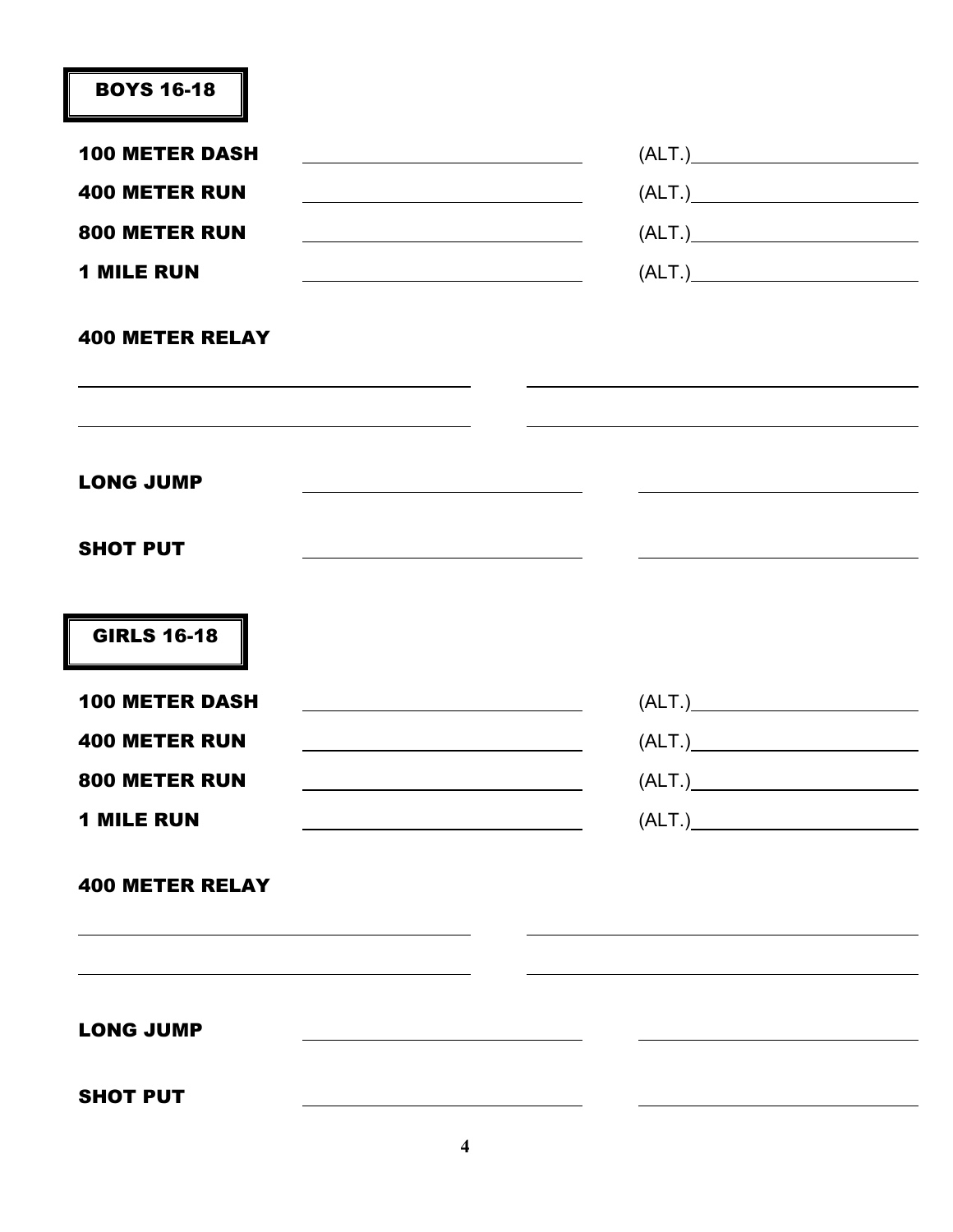## BOYS 16-18

**100 METER DASH** \_\_\_\_\_\_\_\_\_\_\_\_\_\_\_\_\_\_\_\_ (ALT.)\_\_\_\_\_\_\_\_\_\_\_\_\_\_\_\_\_\_\_\_

**400 METER RUN** \_\_\_\_\_\_\_\_\_\_\_\_\_\_\_\_\_\_\_\_ (ALT.)\_\_\_\_\_\_\_\_\_\_\_\_\_\_\_\_\_\_\_\_

**800 METER RUN** \_\_\_\_\_\_\_\_\_\_\_\_\_\_\_\_\_\_\_\_ (ALT.)\_\_\_\_\_\_\_\_\_\_\_\_\_\_\_\_\_\_\_\_

**1 MILE RUN** \_\_\_\_\_\_\_\_\_\_\_\_\_\_\_\_\_\_\_\_ (ALT.)\_\_\_\_\_\_\_\_\_\_\_\_\_\_\_\_\_\_\_\_

**400 METER RELAY**

\_\_\_\_\_\_\_\_\_\_\_\_\_\_\_\_\_\_\_\_\_\_\_\_\_\_\_\_ \_\_\_\_\_\_\_\_\_\_\_\_\_\_\_\_\_\_\_\_\_\_\_\_\_\_\_\_

\_\_\_\_\_\_\_\_\_\_\_\_\_\_\_\_\_\_\_\_\_\_\_\_\_\_\_\_ \_\_\_\_\_\_\_\_\_\_\_\_\_\_\_\_\_\_\_\_\_\_\_\_\_\_\_\_

**LONG JUMP** \_\_\_\_\_\_\_\_\_\_\_\_\_\_\_\_\_\_\_\_ \_\_\_\_\_\_\_\_\_\_\_\_\_\_\_\_\_\_\_\_

**SHOT PUT** \_\_\_\_\_\_\_\_\_\_\_\_\_\_\_\_\_\_\_\_ \_\_\_\_\_\_\_\_\_\_\_\_\_\_\_\_\_\_\_\_

## GIRLS 16-18

**100 METER DASH** \_\_\_\_\_\_\_\_\_\_\_\_\_\_\_\_\_\_\_\_ (ALT.)\_\_\_\_\_\_\_\_\_\_\_\_\_\_\_\_\_\_\_\_

**400 METER RUN** \_\_\_\_\_\_\_\_\_\_\_\_\_\_\_\_\_\_\_\_ (ALT.)\_\_\_\_\_\_\_\_\_\_\_\_\_\_\_\_\_\_\_\_

**800 METER RUN** \_\_\_\_\_\_\_\_\_\_\_\_\_\_\_\_\_\_\_\_ (ALT.)\_\_\_\_\_\_\_\_\_\_\_\_\_\_\_\_\_\_\_\_

**1 MILE RUN** \_\_\_\_\_\_\_\_\_\_\_\_\_\_\_\_\_\_\_\_ (ALT.)\_\_\_\_\_\_\_\_\_\_\_\_\_\_\_\_\_\_\_\_

**400 METER RELAY**

\_\_\_\_\_\_\_\_\_\_\_\_\_\_\_\_\_\_\_\_\_\_\_\_\_\_\_\_ \_\_\_\_\_\_\_\_\_\_\_\_\_\_\_\_\_\_\_\_\_\_\_\_\_\_\_\_

\_\_\_\_\_\_\_\_\_\_\_\_\_\_\_\_\_\_\_\_\_\_\_\_\_\_\_\_ \_\_\_\_\_\_\_\_\_\_\_\_\_\_\_\_\_\_\_\_\_\_\_\_\_\_\_\_

**LONG JUMP** \_\_\_\_\_\_\_\_\_\_\_\_\_\_\_\_\_\_\_\_ \_\_\_\_\_\_\_\_\_\_\_\_\_\_\_\_\_\_\_\_

**SHOT PUT** \_\_\_\_\_\_\_\_\_\_\_\_\_\_\_\_\_\_\_\_ \_\_\_\_\_\_\_\_\_\_\_\_\_\_\_\_\_\_\_\_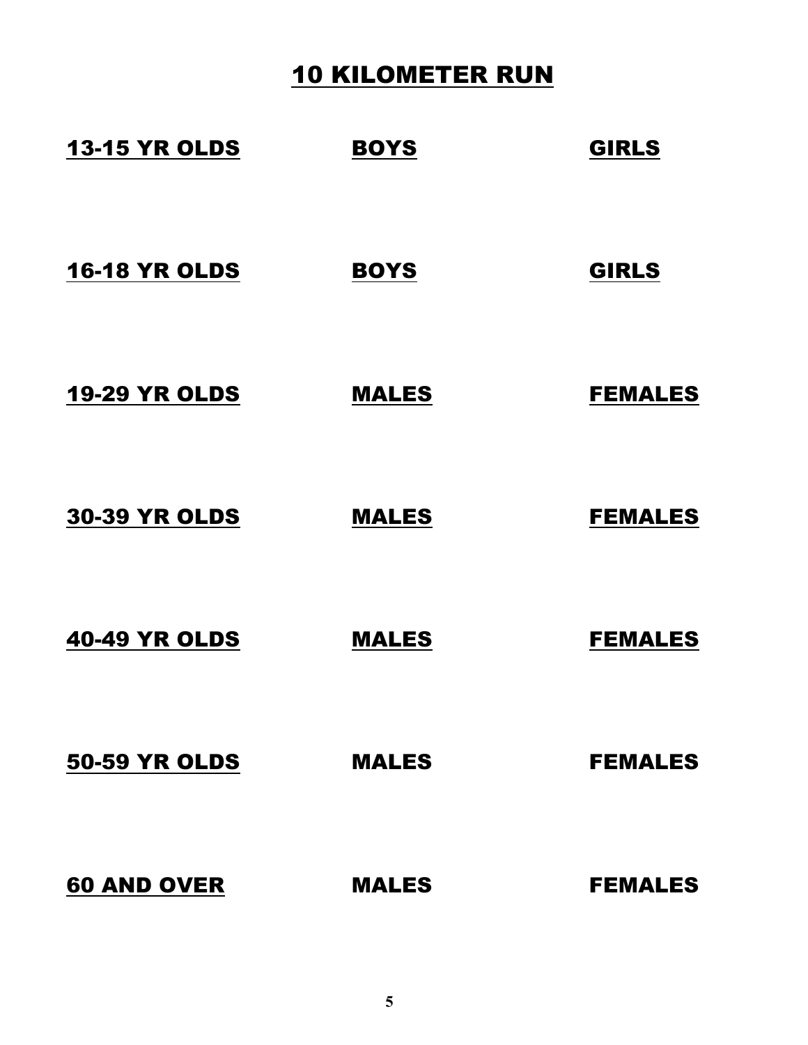# 10 KILOMETER RUN

| 13-15 YR OLDS | BOYS | GIRLS |
| --- | --- | --- |
| | | |
| **16-18 YR OLDS** | **BOYS** | **GIRLS** |
| | | |
| **19-29 YR OLDS** | **MALES** | **FEMALES** |
| | | |
| **30-39 YR OLDS** | **MALES** | **FEMALES** |
| | | |
| **40-49 YR OLDS** | **MALES** | **FEMALES** |
| | | |
| **50-59 YR OLDS** | **MALES** | **FEMALES** |
| | | |
| **60 AND OVER** | **MALES** | **FEMALES** |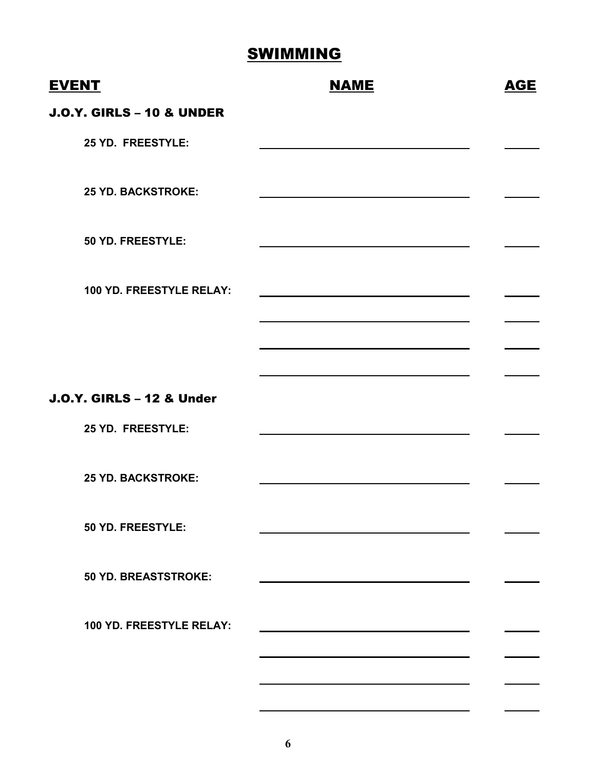# SWIMMING

| EVENT | NAME | AGE |
|---|---|---|
| **J.O.Y. GIRLS – 10 & UNDER** | | |
| 25 YD. FREESTYLE: | | |
| 25 YD. BACKSTROKE: | | |
| 50 YD. FREESTYLE: | | |
| 100 YD. FREESTYLE RELAY: | | |
| | | |
| | | |
| | | |
| **J.O.Y. GIRLS – 12 & Under** | | |
| 25 YD. FREESTYLE: | | |
| 25 YD. BACKSTROKE: | | |
| 50 YD. FREESTYLE: | | |
| 50 YD. BREASTSTROKE: | | |
| 100 YD. FREESTYLE RELAY: | | |
| | | |
| | | |
| | | |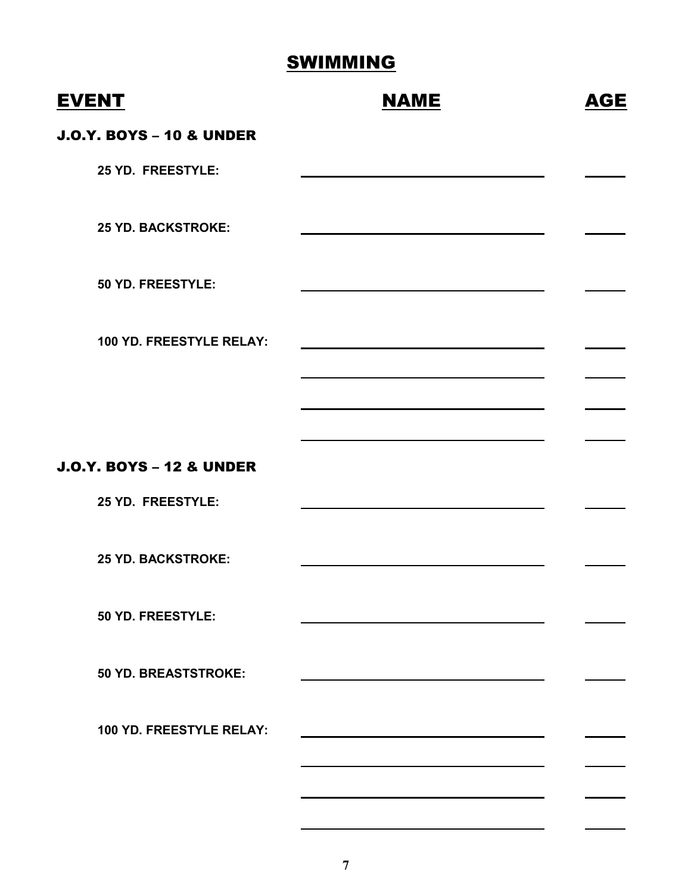# SWIMMING

| EVENT | NAME | AGE |
|---|---|---|
| **J.O.Y. BOYS – 10 & UNDER** | | |
| 25 YD. FREESTYLE: | ______________________________ | _____ |
| 25 YD. BACKSTROKE: | ______________________________ | _____ |
| 50 YD. FREESTYLE: | ______________________________ | _____ |
| 100 YD. FREESTYLE RELAY: | ______________________________ | _____ |
| | ______________________________ | _____ |
| | ______________________________ | _____ |
| | ______________________________ | _____ |
| **J.O.Y. BOYS – 12 & UNDER** | | |
| 25 YD. FREESTYLE: | ______________________________ | _____ |
| 25 YD. BACKSTROKE: | ______________________________ | _____ |
| 50 YD. FREESTYLE: | ______________________________ | _____ |
| 50 YD. BREASTSTROKE: | ______________________________ | _____ |
| 100 YD. FREESTYLE RELAY: | ______________________________ | _____ |
| | ______________________________ | _____ |
| | ______________________________ | _____ |
| | ______________________________ | _____ |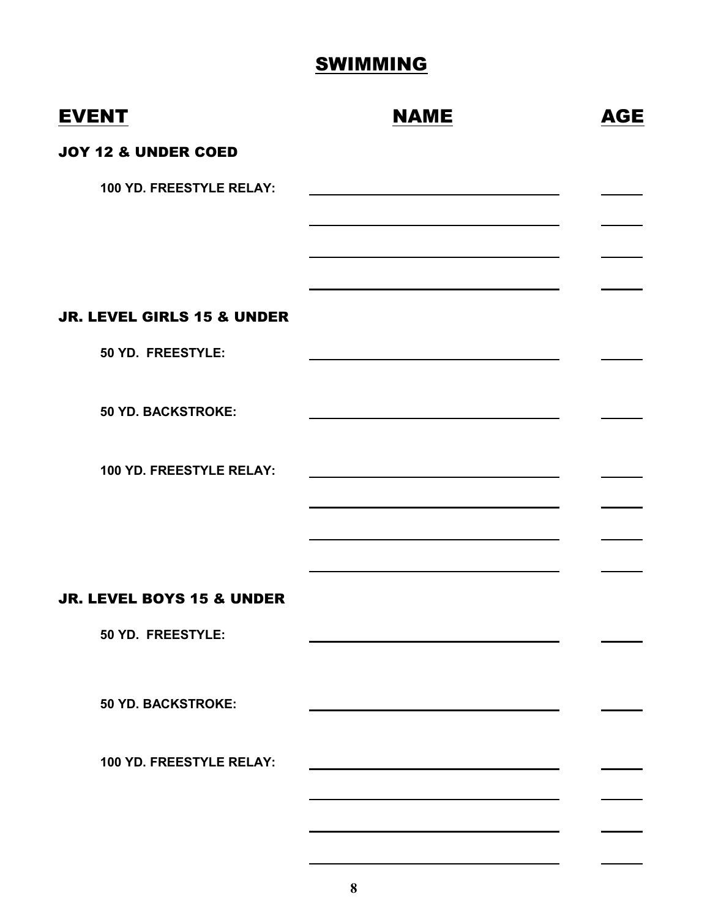# SWIMMING

| EVENT | NAME | AGE |
| --- | --- | --- |
| **JOY 12 & UNDER COED** | | |
| **100 YD. FREESTYLE RELAY:** | | |
| | | |
| | | |
| | | |
| **JR. LEVEL GIRLS 15 & UNDER** | | |
| **50 YD. FREESTYLE:** | | |
| **50 YD. BACKSTROKE:** | | |
| **100 YD. FREESTYLE RELAY:** | | |
| | | |
| | | |
| | | |
| **JR. LEVEL BOYS 15 & UNDER** | | |
| **50 YD. FREESTYLE:** | | |
| **50 YD. BACKSTROKE:** | | |
| **100 YD. FREESTYLE RELAY:** | | |
| | | |
| | | |
| | | |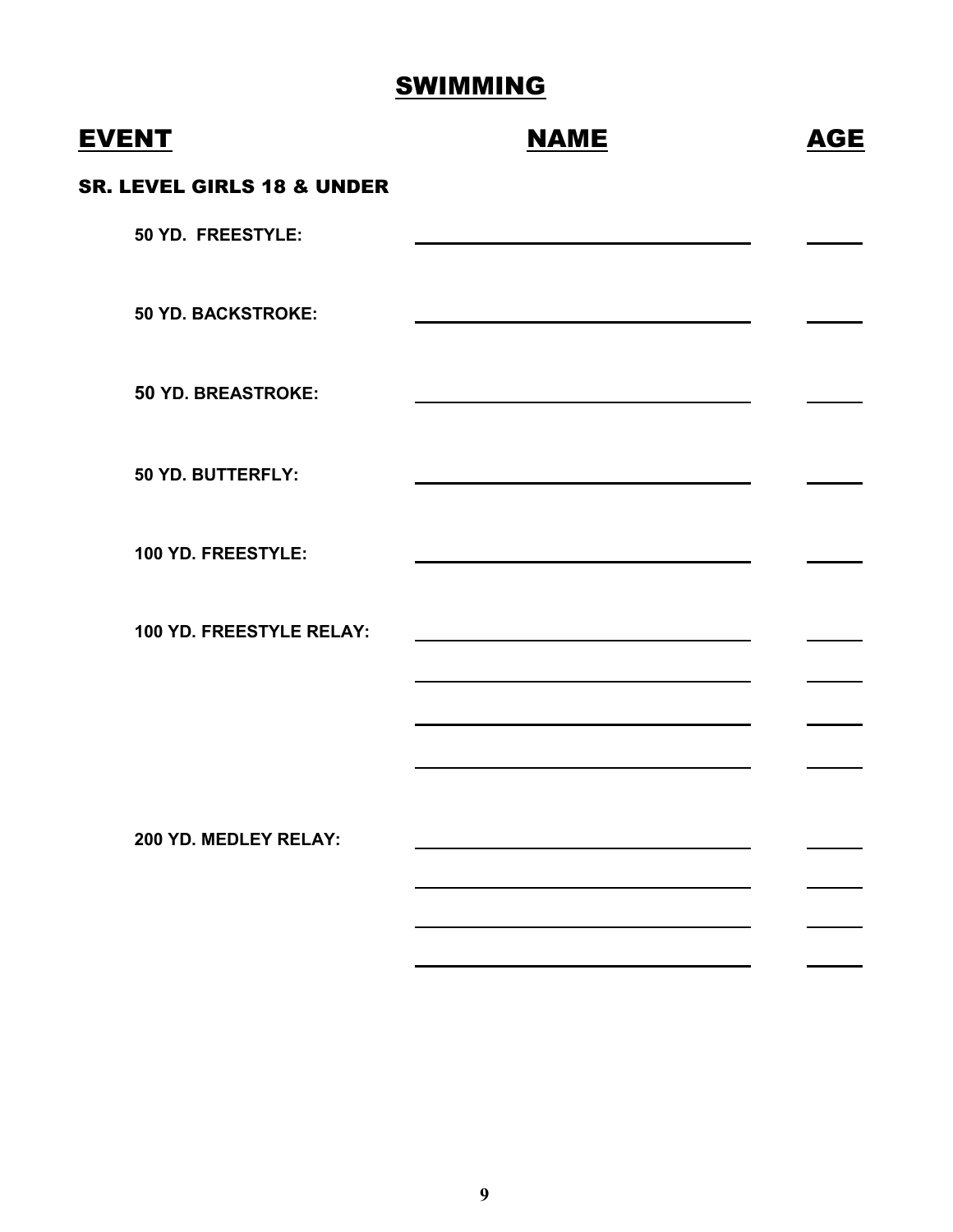# SWIMMING

| EVENT | NAME | AGE |
|---|---|---|
| **SR. LEVEL GIRLS 18 & UNDER** | | |
| 50 YD. FREESTYLE: | ______________________ | ____ |
| 50 YD. BACKSTROKE: | ______________________ | ____ |
| 50 YD. BREASTROKE: | ______________________ | ____ |
| 50 YD. BUTTERFLY: | ______________________ | ____ |
| 100 YD. FREESTYLE: | ______________________ | ____ |
| 100 YD. FREESTYLE RELAY: | ______________________ | ____ |
| | ______________________ | ____ |
| | ______________________ | ____ |
| | ______________________ | ____ |
| 200 YD. MEDLEY RELAY: | ______________________ | ____ |
| | ______________________ | ____ |
| | ______________________ | ____ |
| | ______________________ | ____ |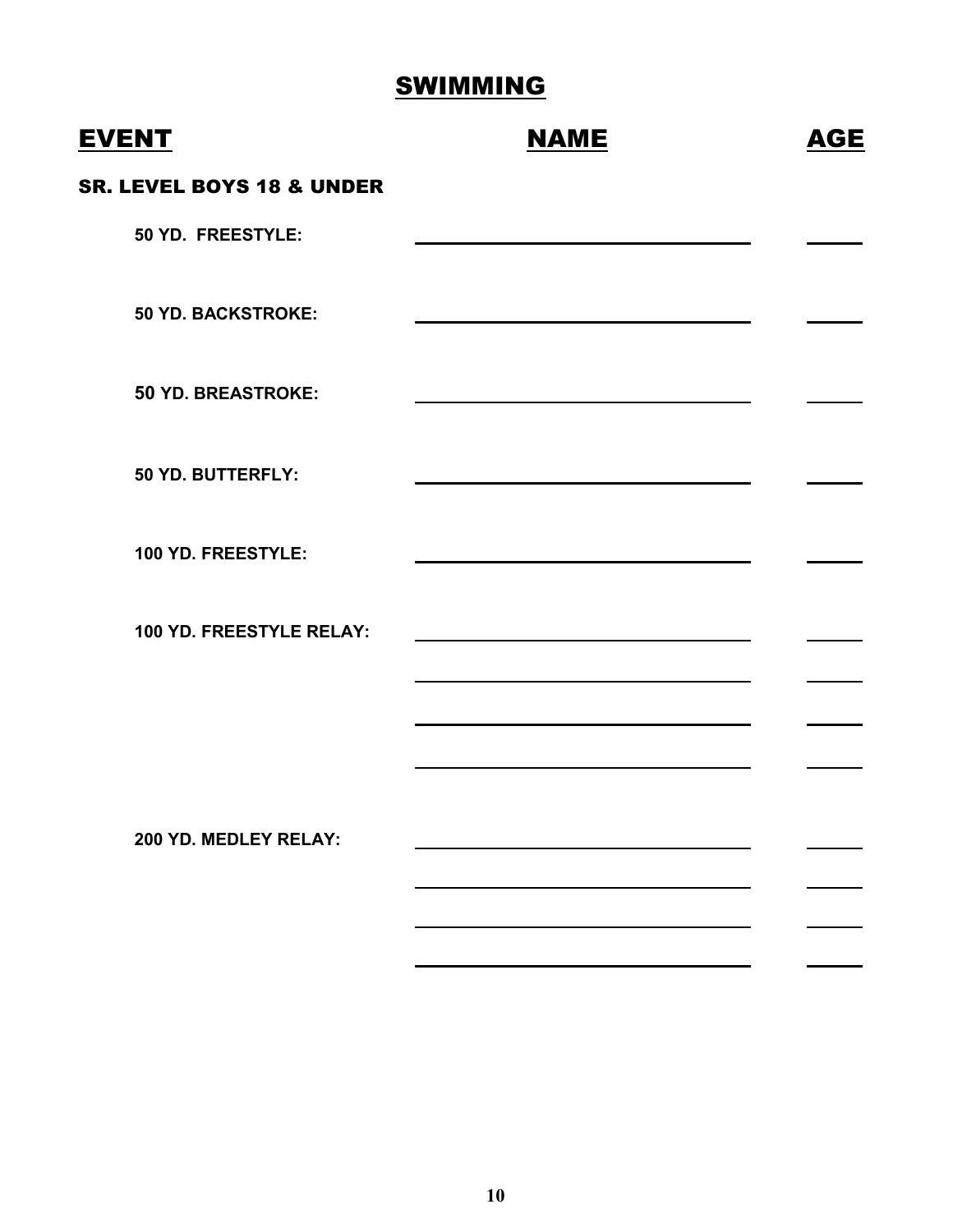# SWIMMING

| EVENT | NAME | AGE |
|---|---|---|
| **SR. LEVEL BOYS 18 & UNDER** | | |
| **50 YD. FREESTYLE:** | ____________________ | ____ |
| **50 YD. BACKSTROKE:** | ____________________ | ____ |
| **50 YD. BREASTROKE:** | ____________________ | ____ |
| **50 YD. BUTTERFLY:** | ____________________ | ____ |
| **100 YD. FREESTYLE:** | ____________________ | ____ |
| **100 YD. FREESTYLE RELAY:** | ____________________ | ____ |
| | ____________________ | ____ |
| | ____________________ | ____ |
| | ____________________ | ____ |
| **200 YD. MEDLEY RELAY:** | ____________________ | ____ |
| | ____________________ | ____ |
| | ____________________ | ____ |
| | ____________________ | ____ |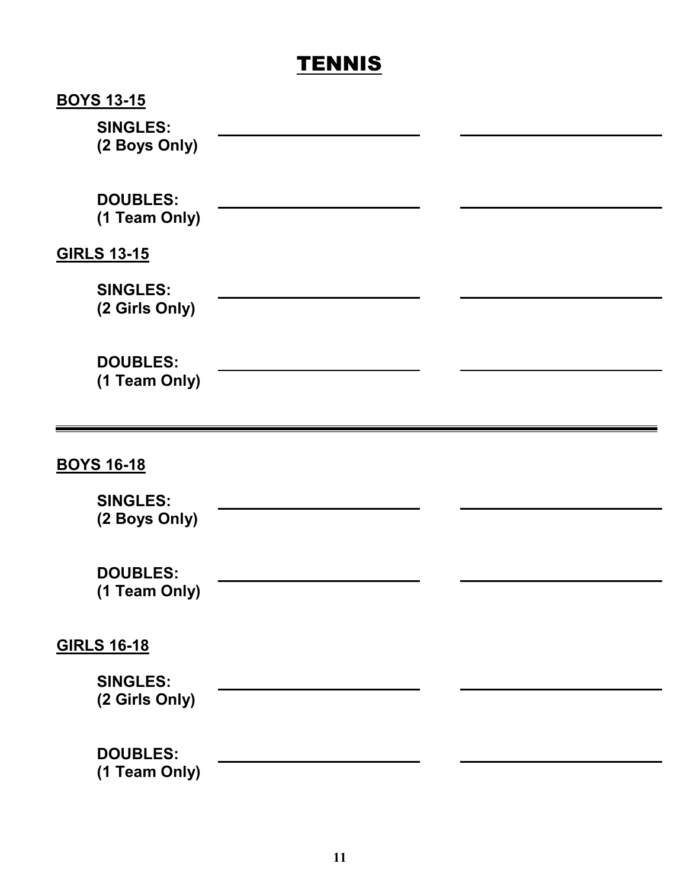# TENNIS

**BOYS 13-15**

**SINGLES:** ______________________ ______________________
**(2 Boys Only)**

**DOUBLES:** ______________________ ______________________
**(1 Team Only)**

**GIRLS 13-15**

**SINGLES:** ______________________ ______________________
**(2 Girls Only)**

**DOUBLES:** ______________________ ______________________
**(1 Team Only)**

---

**BOYS 16-18**

**SINGLES:** ______________________ ______________________
**(2 Boys Only)**

**DOUBLES:** ______________________ ______________________
**(1 Team Only)**

**GIRLS 16-18**

**SINGLES:** ______________________ ______________________
**(2 Girls Only)**

**DOUBLES:** ______________________ ______________________
**(1 Team Only)**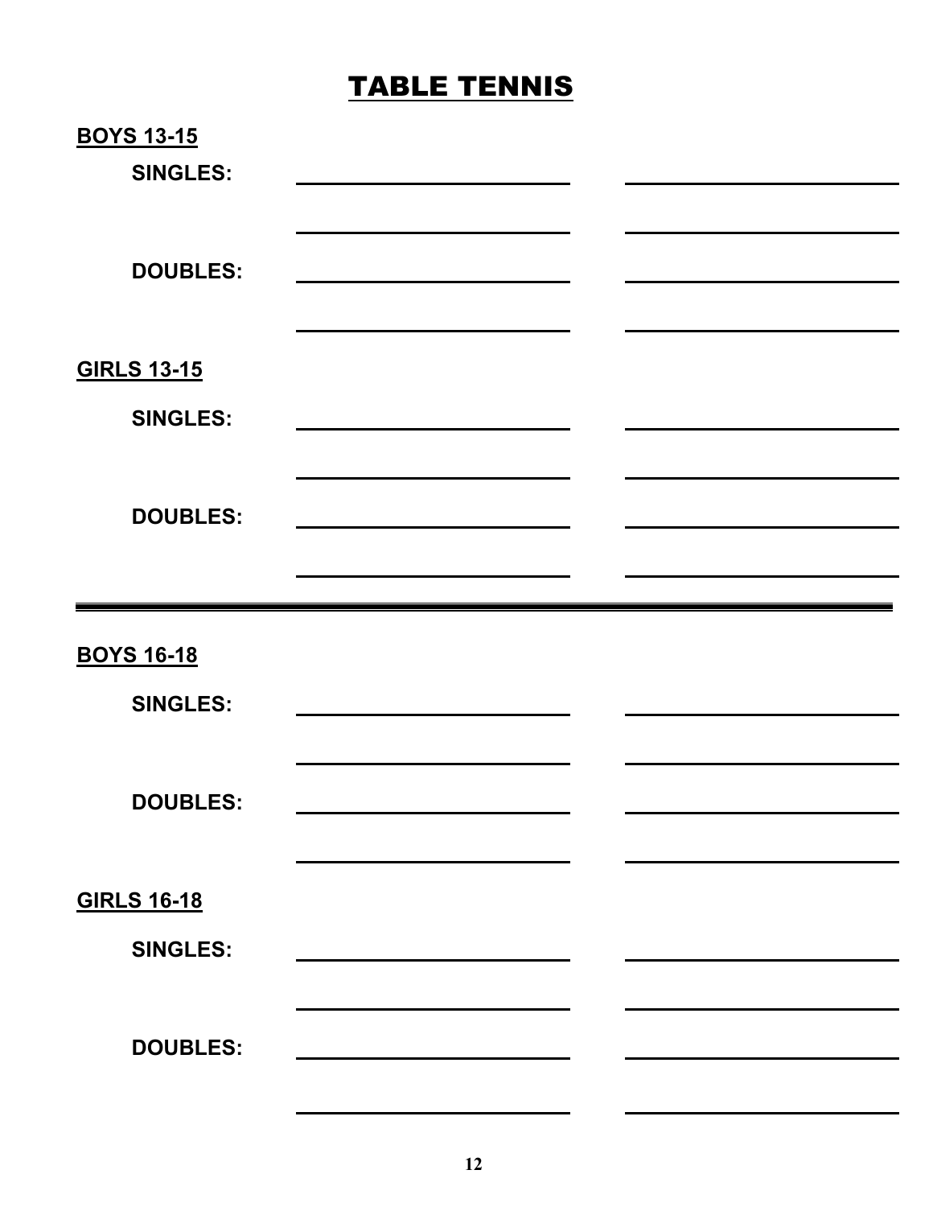# TABLE TENNIS

**BOYS 13-15**

**SINGLES:** \_\_\_\_\_\_\_\_\_\_\_\_\_\_\_\_\_\_\_\_ \_\_\_\_\_\_\_\_\_\_\_\_\_\_\_\_\_\_\_\_

\_\_\_\_\_\_\_\_\_\_\_\_\_\_\_\_\_\_\_\_ \_\_\_\_\_\_\_\_\_\_\_\_\_\_\_\_\_\_\_\_

**DOUBLES:** \_\_\_\_\_\_\_\_\_\_\_\_\_\_\_\_\_\_\_\_ \_\_\_\_\_\_\_\_\_\_\_\_\_\_\_\_\_\_\_\_

\_\_\_\_\_\_\_\_\_\_\_\_\_\_\_\_\_\_\_\_ \_\_\_\_\_\_\_\_\_\_\_\_\_\_\_\_\_\_\_\_

**GIRLS 13-15**

**SINGLES:** \_\_\_\_\_\_\_\_\_\_\_\_\_\_\_\_\_\_\_\_ \_\_\_\_\_\_\_\_\_\_\_\_\_\_\_\_\_\_\_\_

\_\_\_\_\_\_\_\_\_\_\_\_\_\_\_\_\_\_\_\_ \_\_\_\_\_\_\_\_\_\_\_\_\_\_\_\_\_\_\_\_

**DOUBLES:** \_\_\_\_\_\_\_\_\_\_\_\_\_\_\_\_\_\_\_\_ \_\_\_\_\_\_\_\_\_\_\_\_\_\_\_\_\_\_\_\_

\_\_\_\_\_\_\_\_\_\_\_\_\_\_\_\_\_\_\_\_ \_\_\_\_\_\_\_\_\_\_\_\_\_\_\_\_\_\_\_\_

---

**BOYS 16-18**

**SINGLES:** \_\_\_\_\_\_\_\_\_\_\_\_\_\_\_\_\_\_\_\_ \_\_\_\_\_\_\_\_\_\_\_\_\_\_\_\_\_\_\_\_

\_\_\_\_\_\_\_\_\_\_\_\_\_\_\_\_\_\_\_\_ \_\_\_\_\_\_\_\_\_\_\_\_\_\_\_\_\_\_\_\_

**DOUBLES:** \_\_\_\_\_\_\_\_\_\_\_\_\_\_\_\_\_\_\_\_ \_\_\_\_\_\_\_\_\_\_\_\_\_\_\_\_\_\_\_\_

\_\_\_\_\_\_\_\_\_\_\_\_\_\_\_\_\_\_\_\_ \_\_\_\_\_\_\_\_\_\_\_\_\_\_\_\_\_\_\_\_

**GIRLS 16-18**

**SINGLES:** \_\_\_\_\_\_\_\_\_\_\_\_\_\_\_\_\_\_\_\_ \_\_\_\_\_\_\_\_\_\_\_\_\_\_\_\_\_\_\_\_

\_\_\_\_\_\_\_\_\_\_\_\_\_\_\_\_\_\_\_\_ \_\_\_\_\_\_\_\_\_\_\_\_\_\_\_\_\_\_\_\_

**DOUBLES:** \_\_\_\_\_\_\_\_\_\_\_\_\_\_\_\_\_\_\_\_ \_\_\_\_\_\_\_\_\_\_\_\_\_\_\_\_\_\_\_\_

\_\_\_\_\_\_\_\_\_\_\_\_\_\_\_\_\_\_\_\_ \_\_\_\_\_\_\_\_\_\_\_\_\_\_\_\_\_\_\_\_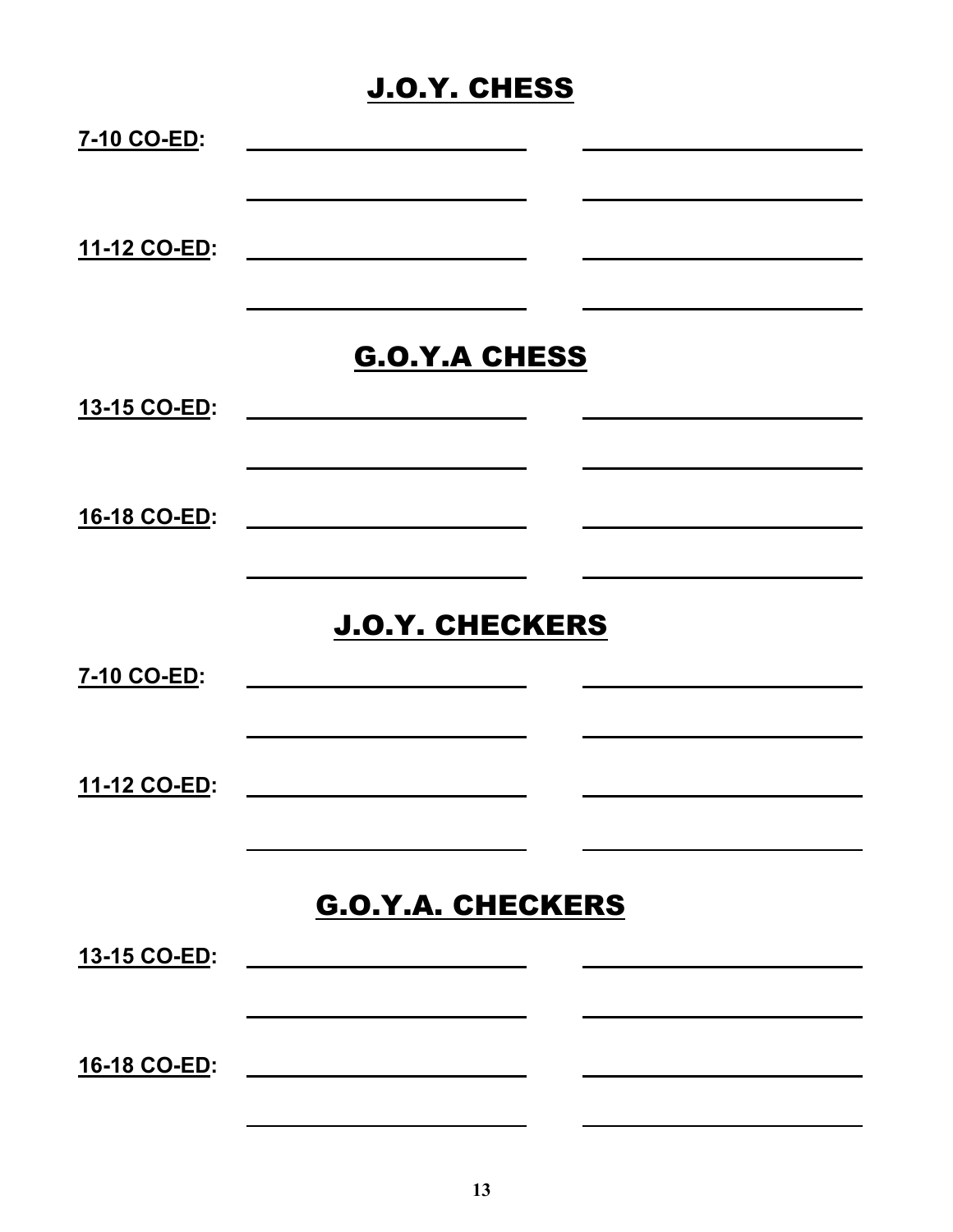# J.O.Y. CHESS

**7-10 CO-ED:** \_\_\_\_\_\_\_\_\_\_\_\_\_\_\_\_\_\_\_\_ \_\_\_\_\_\_\_\_\_\_\_\_\_\_\_\_\_\_\_\_

\_\_\_\_\_\_\_\_\_\_\_\_\_\_\_\_\_\_\_\_ \_\_\_\_\_\_\_\_\_\_\_\_\_\_\_\_\_\_\_\_

**11-12 CO-ED:** \_\_\_\_\_\_\_\_\_\_\_\_\_\_\_\_\_\_\_\_ \_\_\_\_\_\_\_\_\_\_\_\_\_\_\_\_\_\_\_\_

\_\_\_\_\_\_\_\_\_\_\_\_\_\_\_\_\_\_\_\_ \_\_\_\_\_\_\_\_\_\_\_\_\_\_\_\_\_\_\_\_

# G.O.Y.A CHESS

**13-15 CO-ED:** \_\_\_\_\_\_\_\_\_\_\_\_\_\_\_\_\_\_\_\_ \_\_\_\_\_\_\_\_\_\_\_\_\_\_\_\_\_\_\_\_

\_\_\_\_\_\_\_\_\_\_\_\_\_\_\_\_\_\_\_\_ \_\_\_\_\_\_\_\_\_\_\_\_\_\_\_\_\_\_\_\_

**16-18 CO-ED:** \_\_\_\_\_\_\_\_\_\_\_\_\_\_\_\_\_\_\_\_ \_\_\_\_\_\_\_\_\_\_\_\_\_\_\_\_\_\_\_\_

\_\_\_\_\_\_\_\_\_\_\_\_\_\_\_\_\_\_\_\_ \_\_\_\_\_\_\_\_\_\_\_\_\_\_\_\_\_\_\_\_

# J.O.Y. CHECKERS

**7-10 CO-ED:** \_\_\_\_\_\_\_\_\_\_\_\_\_\_\_\_\_\_\_\_ \_\_\_\_\_\_\_\_\_\_\_\_\_\_\_\_\_\_\_\_

\_\_\_\_\_\_\_\_\_\_\_\_\_\_\_\_\_\_\_\_ \_\_\_\_\_\_\_\_\_\_\_\_\_\_\_\_\_\_\_\_

**11-12 CO-ED:** \_\_\_\_\_\_\_\_\_\_\_\_\_\_\_\_\_\_\_\_ \_\_\_\_\_\_\_\_\_\_\_\_\_\_\_\_\_\_\_\_

\_\_\_\_\_\_\_\_\_\_\_\_\_\_\_\_\_\_\_\_ \_\_\_\_\_\_\_\_\_\_\_\_\_\_\_\_\_\_\_\_

# G.O.Y.A. CHECKERS

**13-15 CO-ED:** \_\_\_\_\_\_\_\_\_\_\_\_\_\_\_\_\_\_\_\_ \_\_\_\_\_\_\_\_\_\_\_\_\_\_\_\_\_\_\_\_

\_\_\_\_\_\_\_\_\_\_\_\_\_\_\_\_\_\_\_\_ \_\_\_\_\_\_\_\_\_\_\_\_\_\_\_\_\_\_\_\_

**16-18 CO-ED:** \_\_\_\_\_\_\_\_\_\_\_\_\_\_\_\_\_\_\_\_ \_\_\_\_\_\_\_\_\_\_\_\_\_\_\_\_\_\_\_\_

\_\_\_\_\_\_\_\_\_\_\_\_\_\_\_\_\_\_\_\_ \_\_\_\_\_\_\_\_\_\_\_\_\_\_\_\_\_\_\_\_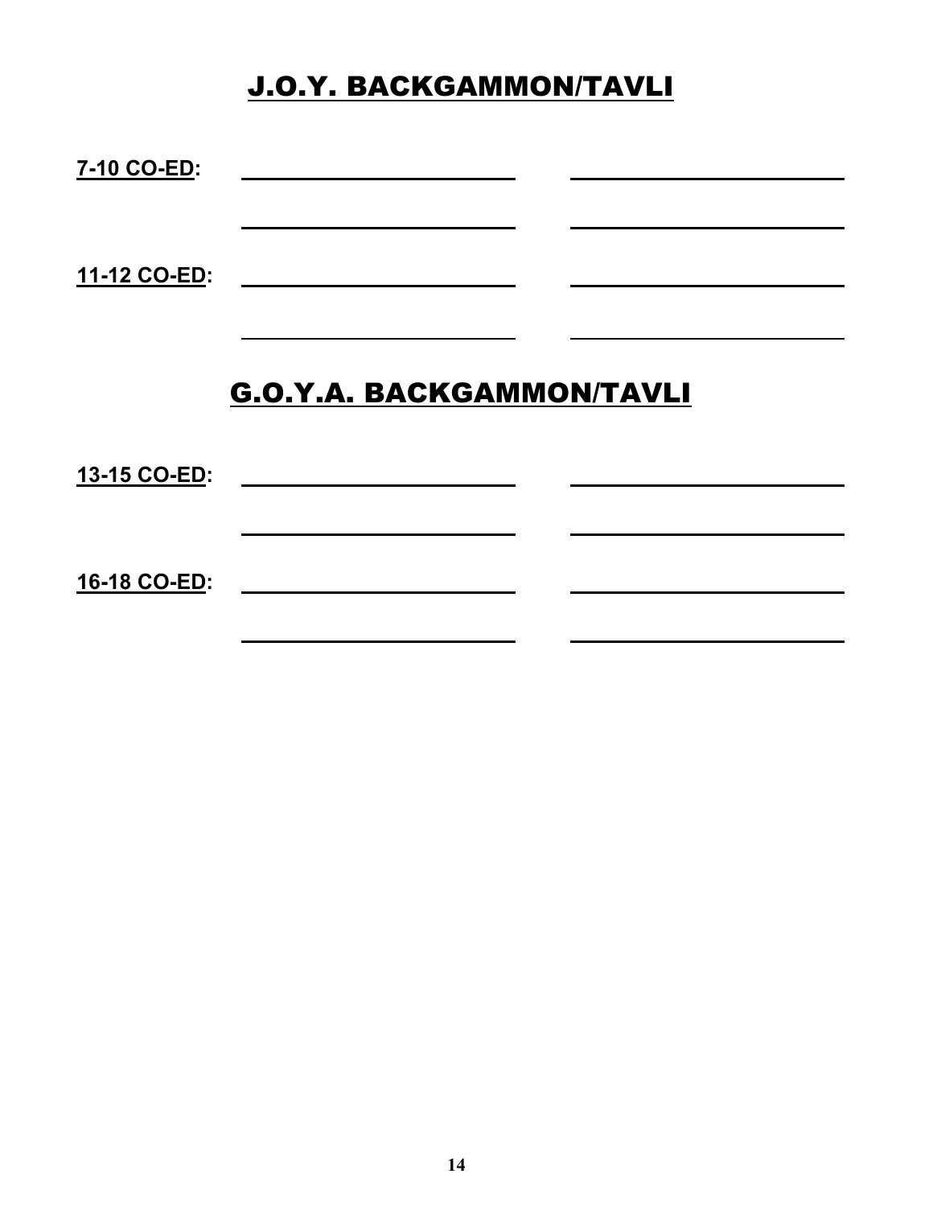# J.O.Y. BACKGAMMON/TAVLI

**7-10 CO-ED:** \_\_\_\_\_\_\_\_\_\_\_\_\_\_\_\_\_\_\_\_ \_\_\_\_\_\_\_\_\_\_\_\_\_\_\_\_\_\_\_\_

\_\_\_\_\_\_\_\_\_\_\_\_\_\_\_\_\_\_\_\_ \_\_\_\_\_\_\_\_\_\_\_\_\_\_\_\_\_\_\_\_

**11-12 CO-ED:** \_\_\_\_\_\_\_\_\_\_\_\_\_\_\_\_\_\_\_\_ \_\_\_\_\_\_\_\_\_\_\_\_\_\_\_\_\_\_\_\_

\_\_\_\_\_\_\_\_\_\_\_\_\_\_\_\_\_\_\_\_ \_\_\_\_\_\_\_\_\_\_\_\_\_\_\_\_\_\_\_\_

# G.O.Y.A. BACKGAMMON/TAVLI

**13-15 CO-ED:** \_\_\_\_\_\_\_\_\_\_\_\_\_\_\_\_\_\_\_\_ \_\_\_\_\_\_\_\_\_\_\_\_\_\_\_\_\_\_\_\_

\_\_\_\_\_\_\_\_\_\_\_\_\_\_\_\_\_\_\_\_ \_\_\_\_\_\_\_\_\_\_\_\_\_\_\_\_\_\_\_\_

**16-18 CO-ED:** \_\_\_\_\_\_\_\_\_\_\_\_\_\_\_\_\_\_\_\_ \_\_\_\_\_\_\_\_\_\_\_\_\_\_\_\_\_\_\_\_

\_\_\_\_\_\_\_\_\_\_\_\_\_\_\_\_\_\_\_\_ \_\_\_\_\_\_\_\_\_\_\_\_\_\_\_\_\_\_\_\_